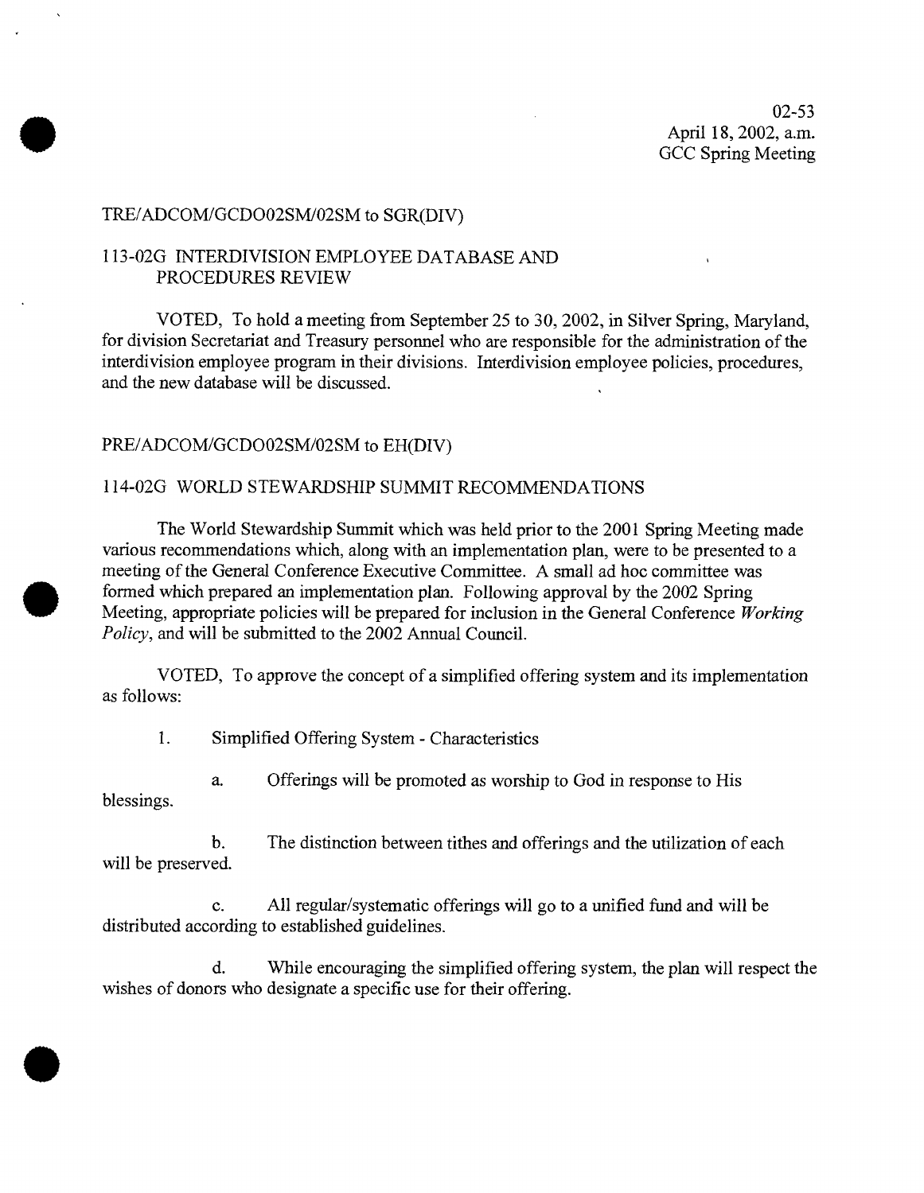02-53
April 18, 2002, a.m.
GCC Spring Meeting

TRE/ADCOM/GCDO02SM/02SM to SGR(DIV)

113-02G INTERDIVISION EMPLOYEE DATABASE AND PROCEDURES REVIEW

VOTED, To hold a meeting from September 25 to 30, 2002, in Silver Spring, Maryland, for division Secretariat and Treasury personnel who are responsible for the administration of the interdivision employee program in their divisions. Interdivision employee policies, procedures, and the new database will be discussed.

PRE/ADCOM/GCDO02SM/02SM to EH(DIV)

114-02G WORLD STEWARDSHIP SUMMIT RECOMMENDATIONS

The World Stewardship Summit which was held prior to the 2001 Spring Meeting made various recommendations which, along with an implementation plan, were to be presented to a meeting of the General Conference Executive Committee. A small ad hoc committee was formed which prepared an implementation plan. Following approval by the 2002 Spring Meeting, appropriate policies will be prepared for inclusion in the General Conference *Working Policy*, and will be submitted to the 2002 Annual Council.

VOTED, To approve the concept of a simplified offering system and its implementation as follows:

1. Simplified Offering System - Characteristics

a. Offerings will be promoted as worship to God in response to His blessings.

b. The distinction between tithes and offerings and the utilization of each will be preserved.

c. All regular/systematic offerings will go to a unified fund and will be distributed according to established guidelines.

d. While encouraging the simplified offering system, the plan will respect the wishes of donors who designate a specific use for their offering.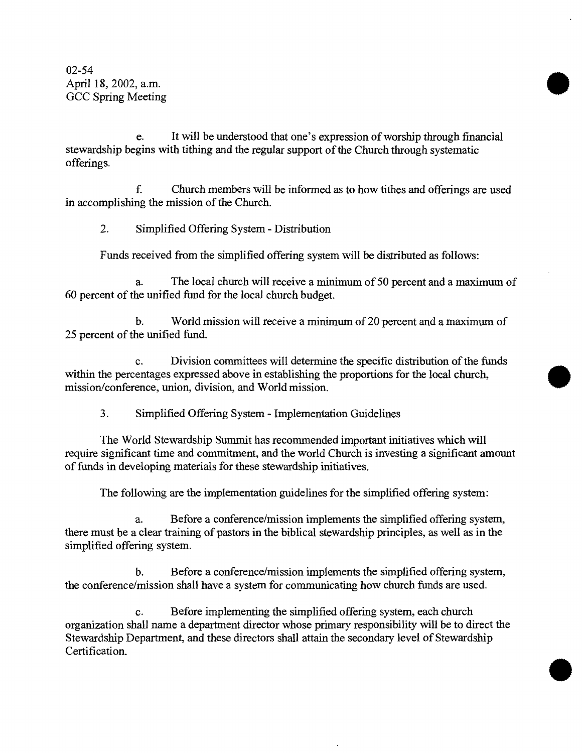02-54
April 18, 2002, a.m.
GCC Spring Meeting

e. It will be understood that one's expression of worship through financial stewardship begins with tithing and the regular support of the Church through systematic offerings.

f. Church members will be informed as to how tithes and offerings are used in accomplishing the mission of the Church.

2. Simplified Offering System - Distribution

Funds received from the simplified offering system will be distributed as follows:

a. The local church will receive a minimum of 50 percent and a maximum of 60 percent of the unified fund for the local church budget.

b. World mission will receive a minimum of 20 percent and a maximum of 25 percent of the unified fund.

c. Division committees will determine the specific distribution of the funds within the percentages expressed above in establishing the proportions for the local church, mission/conference, union, division, and World mission.

3. Simplified Offering System - Implementation Guidelines

The World Stewardship Summit has recommended important initiatives which will require significant time and commitment, and the world Church is investing a significant amount of funds in developing materials for these stewardship initiatives.

The following are the implementation guidelines for the simplified offering system:

a. Before a conference/mission implements the simplified offering system, there must be a clear training of pastors in the biblical stewardship principles, as well as in the simplified offering system.

b. Before a conference/mission implements the simplified offering system, the conference/mission shall have a system for communicating how church funds are used.

c. Before implementing the simplified offering system, each church organization shall name a department director whose primary responsibility will be to direct the Stewardship Department, and these directors shall attain the secondary level of Stewardship Certification.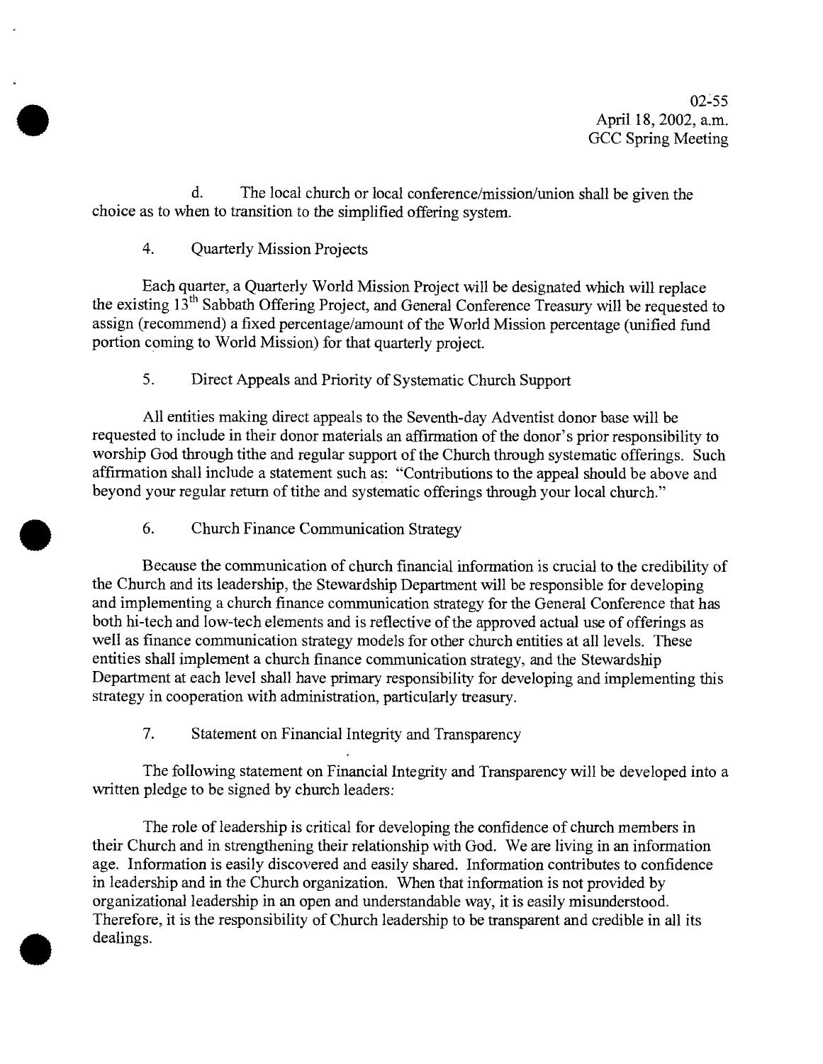d. The local church or local conference/mission/union shall be given the choice as to when to transition to the simplified offering system.

4. Quarterly Mission Projects

Each quarter, a Quarterly World Mission Project will be designated which will replace the existing 13th Sabbath Offering Project, and General Conference Treasury will be requested to assign (recommend) a fixed percentage/amount of the World Mission percentage (unified fund portion coming to World Mission) for that quarterly project.

5. Direct Appeals and Priority of Systematic Church Support

All entities making direct appeals to the Seventh-day Adventist donor base will be requested to include in their donor materials an affirmation of the donor's prior responsibility to worship God through tithe and regular support of the Church through systematic offerings. Such affirmation shall include a statement such as: "Contributions to the appeal should be above and beyond your regular return of tithe and systematic offerings through your local church."

6. Church Finance Communication Strategy

Because the communication of church financial information is crucial to the credibility of the Church and its leadership, the Stewardship Department will be responsible for developing and implementing a church finance communication strategy for the General Conference that has both hi-tech and low-tech elements and is reflective of the approved actual use of offerings as well as finance communication strategy models for other church entities at all levels. These entities shall implement a church finance communication strategy, and the Stewardship Department at each level shall have primary responsibility for developing and implementing this strategy in cooperation with administration, particularly treasury.

7. Statement on Financial Integrity and Transparency

The following statement on Financial Integrity and Transparency will be developed into a written pledge to be signed by church leaders:

The role of leadership is critical for developing the confidence of church members in their Church and in strengthening their relationship with God. We are living in an information age. Information is easily discovered and easily shared. Information contributes to confidence in leadership and in the Church organization. When that information is not provided by organizational leadership in an open and understandable way, it is easily misunderstood. Therefore, it is the responsibility of Church leadership to be transparent and credible in all its dealings.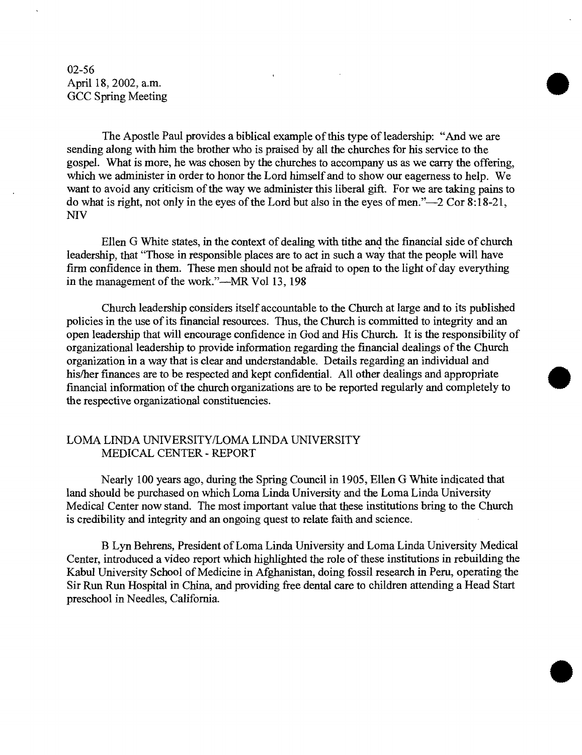The Apostle Paul provides a biblical example of this type of leadership: "And we are sending along with him the brother who is praised by all the churches for his service to the gospel. What is more, he was chosen by the churches to accompany us as we carry the offering, which we administer in order to honor the Lord himself and to show our eagerness to help. We want to avoid any criticism of the way we administer this liberal gift. For we are taking pains to do what is right, not only in the eyes of the Lord but also in the eyes of men."—2 Cor 8:18-21, NIV

Ellen G White states, in the context of dealing with tithe and the financial side of church leadership, that "Those in responsible places are to act in such a way that the people will have firm confidence in them. These men should not be afraid to open to the light of day everything in the management of the work."—MR Vol 13, 198

Church leadership considers itself accountable to the Church at large and to its published policies in the use of its financial resources. Thus, the Church is committed to integrity and an open leadership that will encourage confidence in God and His Church. It is the responsibility of organizational leadership to provide information regarding the financial dealings of the Church organization in a way that is clear and understandable. Details regarding an individual and his/her finances are to be respected and kept confidential. All other dealings and appropriate financial information of the church organizations are to be reported regularly and completely to the respective organizational constituencies.

## LOMA LINDA UNIVERSITY/LOMA LINDA UNIVERSITY MEDICAL CENTER - REPORT

Nearly 100 years ago, during the Spring Council in 1905, Ellen G White indicated that land should be purchased on which Loma Linda University and the Loma Linda University Medical Center now stand. The most important value that these institutions bring to the Church is credibility and integrity and an ongoing quest to relate faith and science.

B Lyn Behrens, President of Loma Linda University and Loma Linda University Medical Center, introduced a video report which highlighted the role of these institutions in rebuilding the Kabul University School of Medicine in Afghanistan, doing fossil research in Peru, operating the Sir Run Run Hospital in China, and providing free dental care to children attending a Head Start preschool in Needles, California.